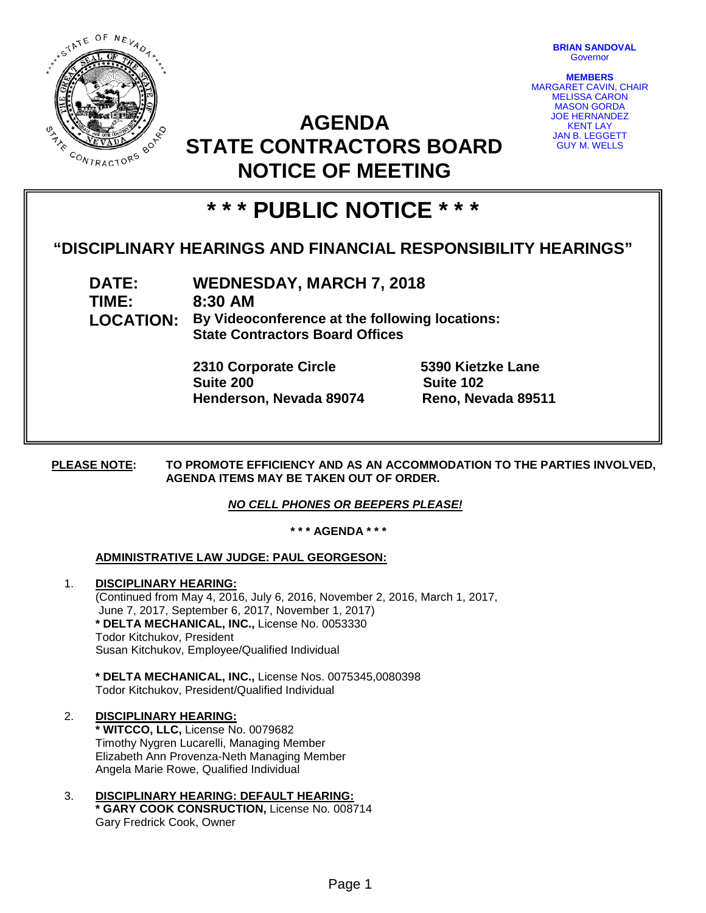**BRIAN SANDOVAL**
Governor

**MEMBERS**
MARGARET CAVIN, CHAIR
MELISSA CARON
MASON GORDA
JOE HERNANDEZ
KENT LAY
JAN B. LEGGETT
GUY M. WELLS

# AGENDA
# STATE CONTRACTORS BOARD
# NOTICE OF MEETING

## * * * PUBLIC NOTICE * * *

### "DISCIPLINARY HEARINGS AND FINANCIAL RESPONSIBILITY HEARINGS"

**DATE:** WEDNESDAY, MARCH 7, 2018
**TIME:** 8:30 AM
**LOCATION:** By Videoconference at the following locations:
State Contractors Board Offices

**2310 Corporate Circle**
**Suite 200**
**Henderson, Nevada 89074**

**5390 Kietzke Lane**
**Suite 102**
**Reno, Nevada 89511**

**PLEASE NOTE:** TO PROMOTE EFFICIENCY AND AS AN ACCOMMODATION TO THE PARTIES INVOLVED, AGENDA ITEMS MAY BE TAKEN OUT OF ORDER.

***NO CELL PHONES OR BEEPERS PLEASE!***

**\* \* \* AGENDA \* \* \***

**ADMINISTRATIVE LAW JUDGE: PAUL GEORGESON:**

1. **DISCIPLINARY HEARING:**
   (Continued from May 4, 2016, July 6, 2016, November 2, 2016, March 1, 2017, June 7, 2017, September 6, 2017, November 1, 2017)
   **\* DELTA MECHANICAL, INC.,** License No. 0053330
   Todor Kitchukov, President
   Susan Kitchukov, Employee/Qualified Individual

   **\* DELTA MECHANICAL, INC.,** License Nos. 0075345,0080398
   Todor Kitchukov, President/Qualified Individual

2. **DISCIPLINARY HEARING:**
   **\* WITCCO, LLC,** License No. 0079682
   Timothy Nygren Lucarelli, Managing Member
   Elizabeth Ann Provenza-Neth Managing Member
   Angela Marie Rowe, Qualified Individual

3. **DISCIPLINARY HEARING: DEFAULT HEARING:**
   **\* GARY COOK CONSRUCTION,** License No. 008714
   Gary Fredrick Cook, Owner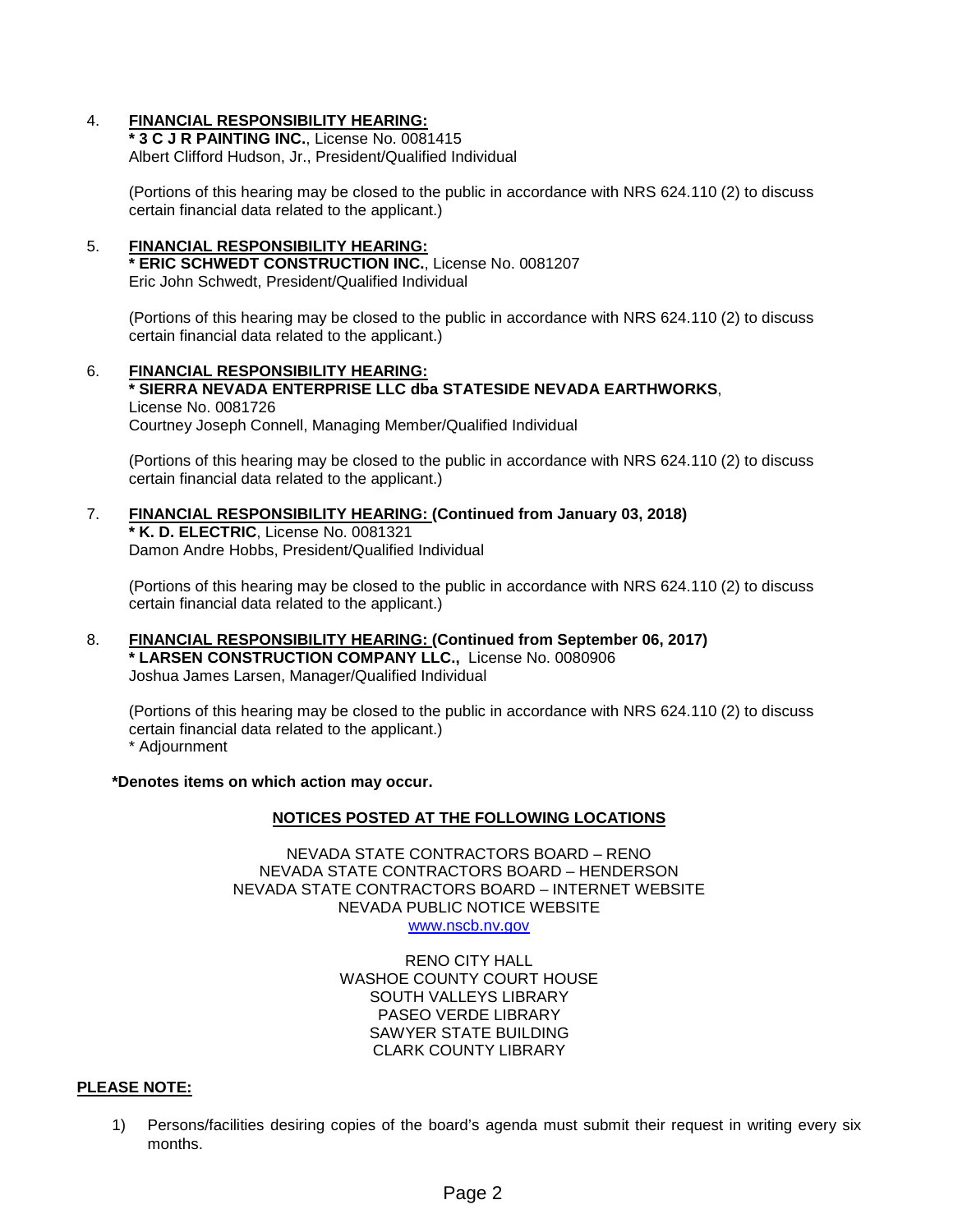4. **FINANCIAL RESPONSIBILITY HEARING:**
   **\* 3 C J R PAINTING INC.**, License No. 0081415
   Albert Clifford Hudson, Jr., President/Qualified Individual

   (Portions of this hearing may be closed to the public in accordance with NRS 624.110 (2) to discuss certain financial data related to the applicant.)

5. **FINANCIAL RESPONSIBILITY HEARING:**
   **\* ERIC SCHWEDT CONSTRUCTION INC.**, License No. 0081207
   Eric John Schwedt, President/Qualified Individual

   (Portions of this hearing may be closed to the public in accordance with NRS 624.110 (2) to discuss certain financial data related to the applicant.)

6. **FINANCIAL RESPONSIBILITY HEARING:**
   **\* SIERRA NEVADA ENTERPRISE LLC dba STATESIDE NEVADA EARTHWORKS**, License No. 0081726
   Courtney Joseph Connell, Managing Member/Qualified Individual

   (Portions of this hearing may be closed to the public in accordance with NRS 624.110 (2) to discuss certain financial data related to the applicant.)

7. **FINANCIAL RESPONSIBILITY HEARING: (Continued from January 03, 2018)**
   **\* K. D. ELECTRIC**, License No. 0081321
   Damon Andre Hobbs, President/Qualified Individual

   (Portions of this hearing may be closed to the public in accordance with NRS 624.110 (2) to discuss certain financial data related to the applicant.)

8. **FINANCIAL RESPONSIBILITY HEARING: (Continued from September 06, 2017)**
   **\* LARSEN CONSTRUCTION COMPANY LLC.,** License No. 0080906
   Joshua James Larsen, Manager/Qualified Individual

   (Portions of this hearing may be closed to the public in accordance with NRS 624.110 (2) to discuss certain financial data related to the applicant.)
   \* Adjournment

**\*Denotes items on which action may occur.**

**NOTICES POSTED AT THE FOLLOWING LOCATIONS**

NEVADA STATE CONTRACTORS BOARD – RENO
NEVADA STATE CONTRACTORS BOARD – HENDERSON
NEVADA STATE CONTRACTORS BOARD – INTERNET WEBSITE
NEVADA PUBLIC NOTICE WEBSITE
www.nscb.nv.gov

RENO CITY HALL
WASHOE COUNTY COURT HOUSE
SOUTH VALLEYS LIBRARY
PASEO VERDE LIBRARY
SAWYER STATE BUILDING
CLARK COUNTY LIBRARY

**PLEASE NOTE:**

1) Persons/facilities desiring copies of the board's agenda must submit their request in writing every six months.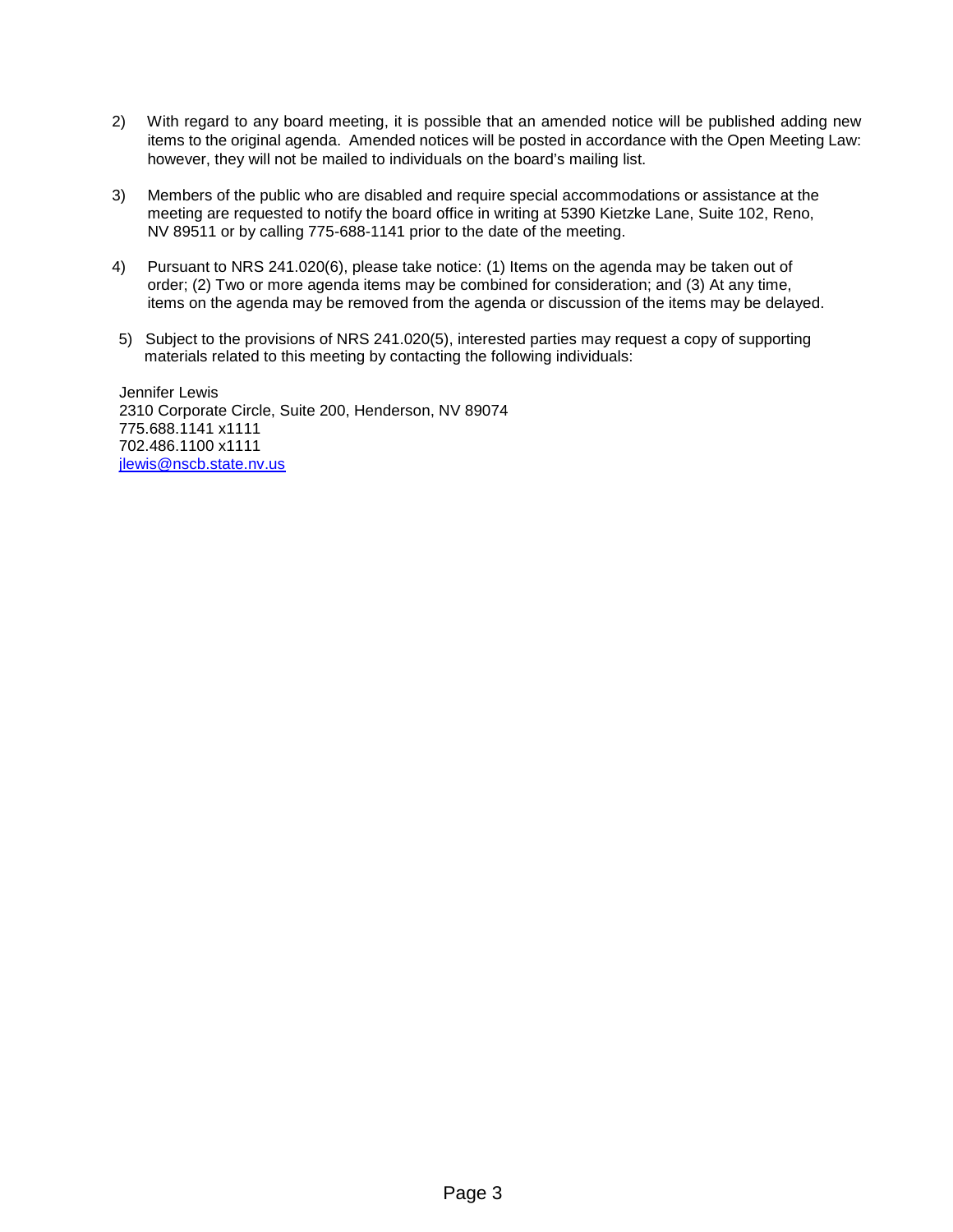2) With regard to any board meeting, it is possible that an amended notice will be published adding new items to the original agenda. Amended notices will be posted in accordance with the Open Meeting Law: however, they will not be mailed to individuals on the board's mailing list.

3) Members of the public who are disabled and require special accommodations or assistance at the meeting are requested to notify the board office in writing at 5390 Kietzke Lane, Suite 102, Reno, NV 89511 or by calling 775-688-1141 prior to the date of the meeting.

4) Pursuant to NRS 241.020(6), please take notice: (1) Items on the agenda may be taken out of order; (2) Two or more agenda items may be combined for consideration; and (3) At any time, items on the agenda may be removed from the agenda or discussion of the items may be delayed.

5) Subject to the provisions of NRS 241.020(5), interested parties may request a copy of supporting materials related to this meeting by contacting the following individuals:

Jennifer Lewis
2310 Corporate Circle, Suite 200, Henderson, NV 89074
775.688.1141 x1111
702.486.1100 x1111
jlewis@nscb.state.nv.us